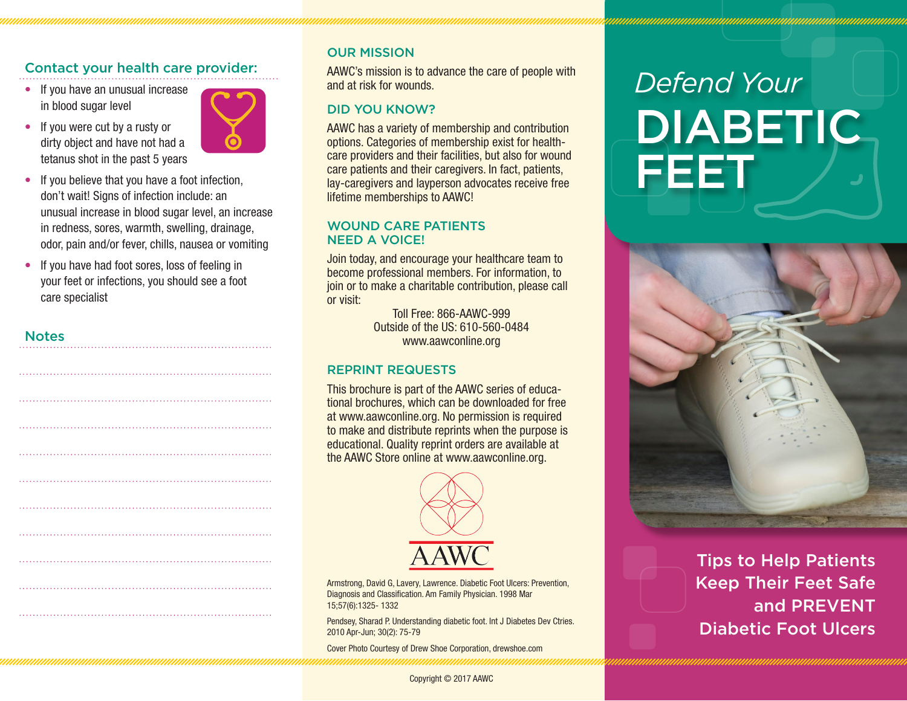## Contact your health care provider:

- If you have an unusual increase in blood sugar level
- If you were cut by a rusty or dirty object and have not had a tetanus shot in the past 5 years
- If you believe that you have a foot infection, don't wait! Signs of infection include: an unusual increase in blood sugar level, an increase in redness, sores, warmth, swelling, drainage, odor, pain and/or fever, chills, nausea or vomiting
- If you have had foot sores, loss of feeling in your feet or infections, you should see a foot care specialist

## Notes

## OUR MISSION

AAWC's mission is to advance the care of people with and at risk for wounds.

## DID YOU KNOW?

AAWC has a variety of membership and contribution options. Categories of membership exist for health-care providers and their facilities, but also for wound care patients and their caregivers. In fact, patients, lay-caregivers and layperson advocates receive free lifetime memberships to AAWC!

## WOUND CARE PATIENTS NEED A VOICE!

Join today, and encourage your healthcare team to become professional members. For information, to join or to make a charitable contribution, please call or visit:

Toll Free: 866-AAWC-999
Outside of the US: 610-560-0484
www.aawconline.org

## REPRINT REQUESTS

This brochure is part of the AAWC series of educational brochures, which can be downloaded for free at www.aawconline.org. No permission is required to make and distribute reprints when the purpose is educational. Quality reprint orders are available at the AAWC Store online at www.aawconline.org.

AAWC

Armstrong, David G, Lavery, Lawrence. Diabetic Foot Ulcers: Prevention, Diagnosis and Classification. Am Family Physician. 1998 Mar 15;57(6):1325- 1332

Pendsey, Sharad P. Understanding diabetic foot. Int J Diabetes Dev Ctries. 2010 Apr-Jun; 30(2): 75-79

Cover Photo Courtesy of Drew Shoe Corporation, drewshoe.com

Copyright © 2017 AAWC

# *Defend Your* DIABETIC FEET

## Tips to Help Patients Keep Their Feet Safe and PREVENT Diabetic Foot Ulcers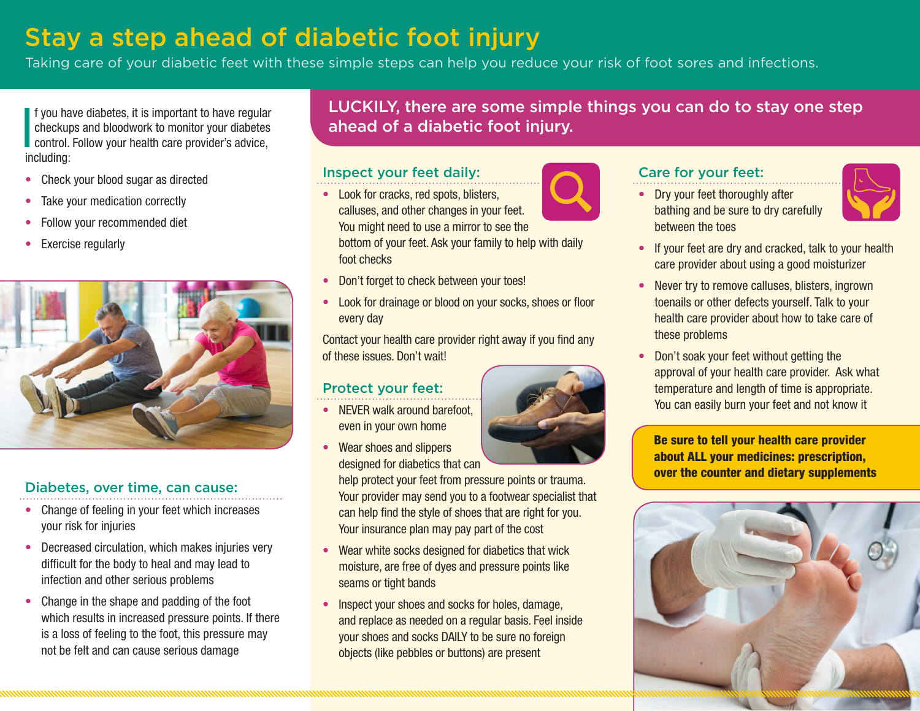# Stay a step ahead of diabetic foot injury

Taking care of your diabetic feet with these simple steps can help you reduce your risk of foot sores and infections.

If you have diabetes, it is important to have regular checkups and bloodwork to monitor your diabetes control. Follow your health care provider's advice, including:

- Check your blood sugar as directed
- Take your medication correctly
- Follow your recommended diet
- Exercise regularly

## Diabetes, over time, can cause:

- Change of feeling in your feet which increases your risk for injuries
- Decreased circulation, which makes injuries very difficult for the body to heal and may lead to infection and other serious problems
- Change in the shape and padding of the foot which results in increased pressure points. If there is a loss of feeling to the foot, this pressure may not be felt and can cause serious damage

## LUCKILY, there are some simple things you can do to stay one step ahead of a diabetic foot injury.

### Inspect your feet daily:

- Look for cracks, red spots, blisters, calluses, and other changes in your feet. You might need to use a mirror to see the bottom of your feet. Ask your family to help with daily foot checks
- Don't forget to check between your toes!
- Look for drainage or blood on your socks, shoes or floor every day

Contact your health care provider right away if you find any of these issues. Don't wait!

### Protect your feet:

- NEVER walk around barefoot, even in your own home
- Wear shoes and slippers designed for diabetics that can help protect your feet from pressure points or trauma. Your provider may send you to a footwear specialist that can help find the style of shoes that are right for you. Your insurance plan may pay part of the cost
- Wear white socks designed for diabetics that wick moisture, are free of dyes and pressure points like seams or tight bands
- Inspect your shoes and socks for holes, damage, and replace as needed on a regular basis. Feel inside your shoes and socks DAILY to be sure no foreign objects (like pebbles or buttons) are present

### Care for your feet:

- Dry your feet thoroughly after bathing and be sure to dry carefully between the toes
- If your feet are dry and cracked, talk to your health care provider about using a good moisturizer
- Never try to remove calluses, blisters, ingrown toenails or other defects yourself. Talk to your health care provider about how to take care of these problems
- Don't soak your feet without getting the approval of your health care provider. Ask what temperature and length of time is appropriate. You can easily burn your feet and not know it

**Be sure to tell your health care provider about ALL your medicines: prescription, over the counter and dietary supplements**